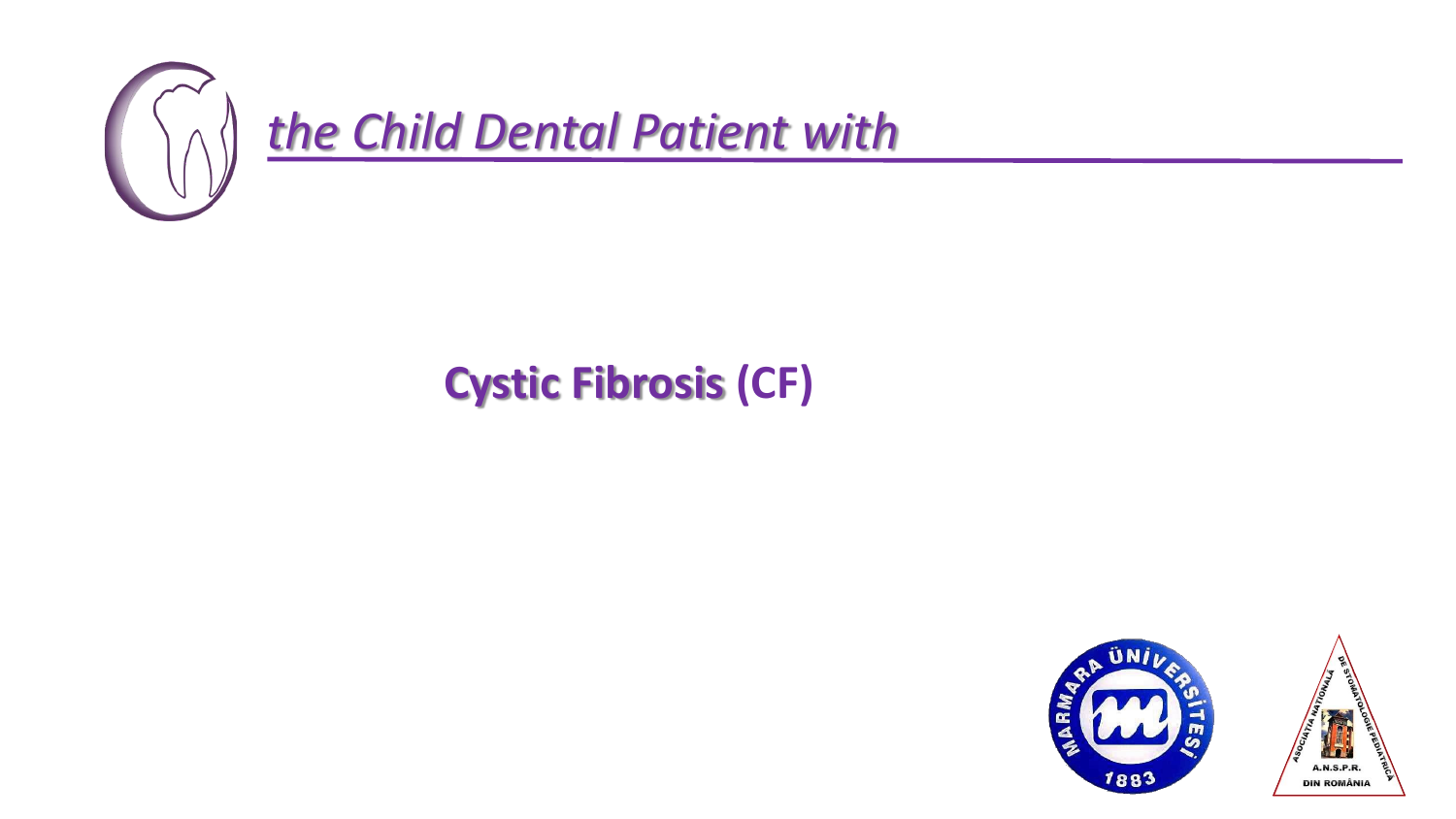# *the Child Dental Patient with*

## **Cystic Fibrosis** (CF)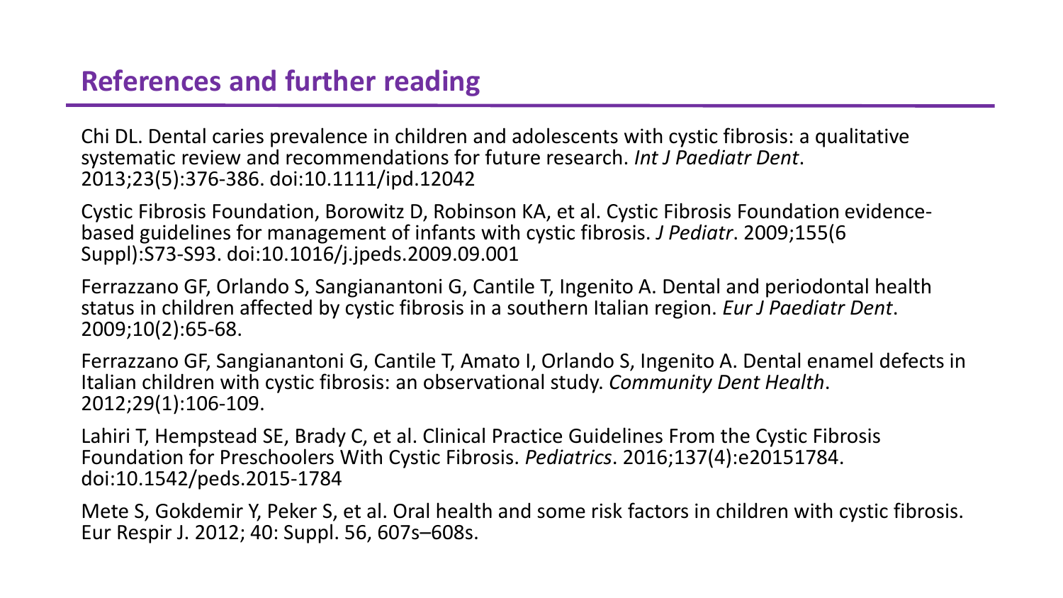## References and further reading

Chi DL. Dental caries prevalence in children and adolescents with cystic fibrosis: a qualitative systematic review and recommendations for future research. *Int J Paediatr Dent*. 2013;23(5):376-386. doi:10.1111/ipd.12042

Cystic Fibrosis Foundation, Borowitz D, Robinson KA, et al. Cystic Fibrosis Foundation evidence-based guidelines for management of infants with cystic fibrosis. *J Pediatr*. 2009;155(6 Suppl):S73-S93. doi:10.1016/j.jpeds.2009.09.001

Ferrazzano GF, Orlando S, Sangianantoni G, Cantile T, Ingenito A. Dental and periodontal health status in children affected by cystic fibrosis in a southern Italian region. *Eur J Paediatr Dent*. 2009;10(2):65-68.

Ferrazzano GF, Sangianantoni G, Cantile T, Amato I, Orlando S, Ingenito A. Dental enamel defects in Italian children with cystic fibrosis: an observational study. *Community Dent Health*. 2012;29(1):106-109.

Lahiri T, Hempstead SE, Brady C, et al. Clinical Practice Guidelines From the Cystic Fibrosis Foundation for Preschoolers With Cystic Fibrosis. *Pediatrics*. 2016;137(4):e20151784. doi:10.1542/peds.2015-1784

Mete S, Gokdemir Y, Peker S, et al. Oral health and some risk factors in children with cystic fibrosis. Eur Respir J. 2012; 40: Suppl. 56, 607s–608s.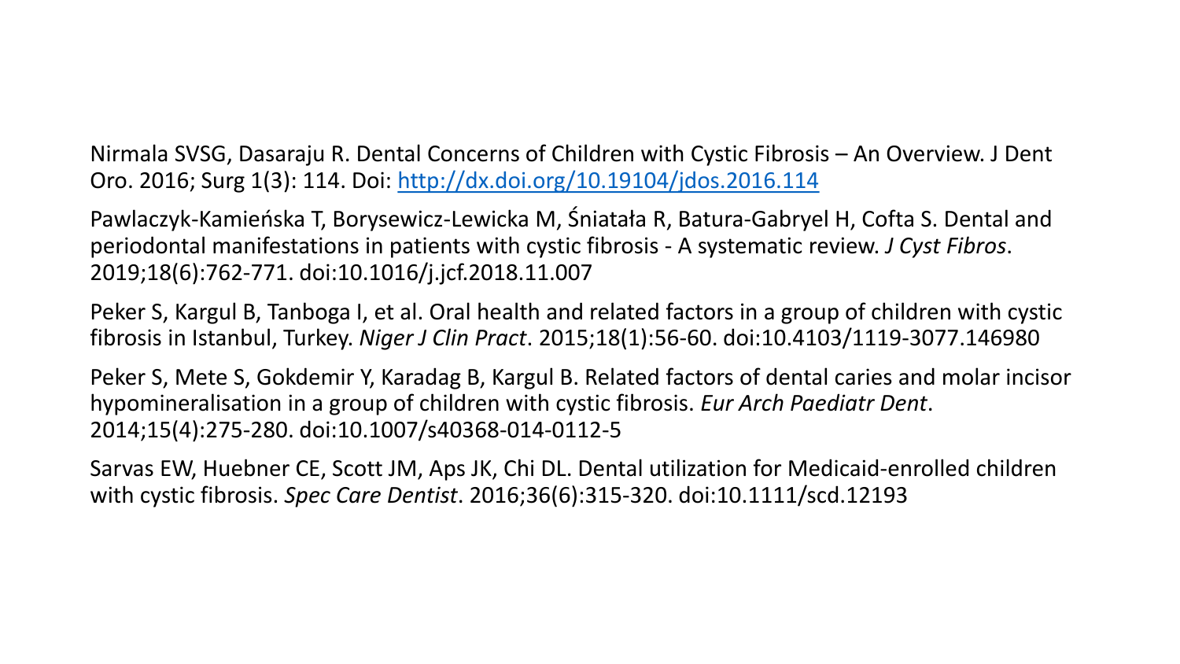Nirmala SVSG, Dasaraju R. Dental Concerns of Children with Cystic Fibrosis – An Overview. J Dent Oro. 2016; Surg 1(3): 114. Doi: [http://dx.doi.org/10.19104/jdos.2016.114](http://dx.doi.org/10.19104/jdos.2016.114)

Pawlaczyk-Kamieńska T, Borysewicz-Lewicka M, Śniatała R, Batura-Gabryel H, Cofta S. Dental and periodontal manifestations in patients with cystic fibrosis - A systematic review. *J Cyst Fibros*. 2019;18(6):762-771. doi:10.1016/j.jcf.2018.11.007

Peker S, Kargul B, Tanboga I, et al. Oral health and related factors in a group of children with cystic fibrosis in Istanbul, Turkey. *Niger J Clin Pract*. 2015;18(1):56-60. doi:10.4103/1119-3077.146980

Peker S, Mete S, Gokdemir Y, Karadag B, Kargul B. Related factors of dental caries and molar incisor hypomineralisation in a group of children with cystic fibrosis. *Eur Arch Paediatr Dent*. 2014;15(4):275-280. doi:10.1007/s40368-014-0112-5

Sarvas EW, Huebner CE, Scott JM, Aps JK, Chi DL. Dental utilization for Medicaid-enrolled children with cystic fibrosis. *Spec Care Dentist*. 2016;36(6):315-320. doi:10.1111/scd.12193